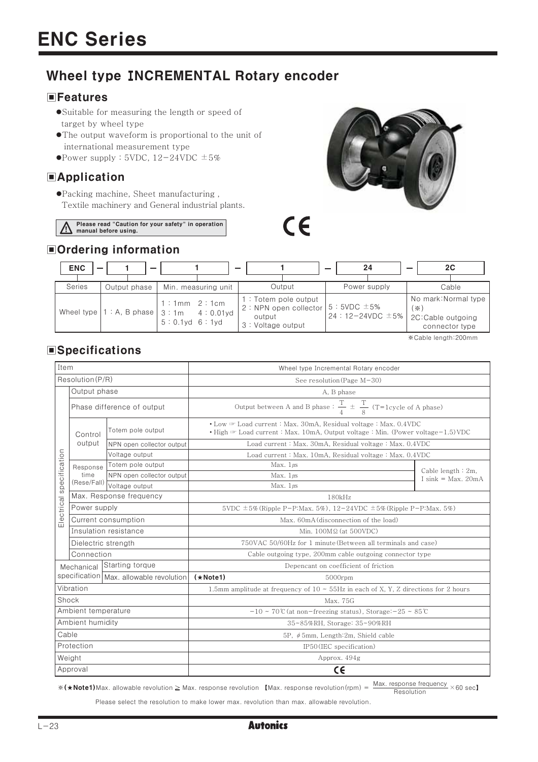# ENC Series

## Wheel type INCREMENTAL Rotary encoder

### Features

- Suitable for measuring the length or speed of target by wheel type
- The output waveform is proportional to the unit of international measurement type
- Power supply : 5VDC, 12-24VDC ±5%

### Application

- Packing machine, Sheet manufacturing , Textile machinery and General industrial plants.

⚠ Please read "Caution for your safety" in operation manual before using.

CE

### Ordering information

| ENC | 1 | 1 | 1 | 24 | 2C |
|---|---|---|---|---|---|
| Series | Output phase | Min. measuring unit | Output | Power supply | Cable |
| Wheel type | 1 : A, B phase | 1 : 1mm 2 : 1cm<br>3 : 1m 4 : 0.01yd<br>5 : 0.1yd 6 : 1yd | 1 : Totem pole output<br>2 : NPN open collector output<br>3 : Voltage output | 5 : 5VDC ±5%<br>24 : 12-24VDC ±5% | No mark:Normal type (※)<br>2C:Cable outgoing connector type |

※Cable length:200mm

### Specifications

| Item | | | Wheel type Incremental Rotary encoder | |
|---|---|---|---|---|
| Resolution(P/R) | | | See resolution(Page M-30) | |
| Electrical specification | Output phase | | A, B phase | |
| | Phase difference of output | | Output between A and B phase : $\frac{T}{4} \pm \frac{T}{8}$ (T=1cycle of A phase) | |
| | Control output | Totem pole output | • Low ☞ Load current : Max. 30mA, Residual voltage : Max. 0.4VDC<br>• High ☞ Load current : Max. 10mA, Output voltage : Min. (Power voltage-1.5)VDC | |
| | | NPN open collector output | Load current : Max. 30mA, Residual voltage : Max. 0.4VDC | |
| | | Voltage output | Load current : Max. 10mA, Residual voltage : Max. 0.4VDC | |
| | Response time (Rese/Fall) | Totem pole output | Max. 1μs | Cable length : 2m, I sink = Max. 20mA |
| | | NPN open collector output | Max. 1μs | |
| | | Voltage output | Max. 1μs | |
| | Max. Response frequency | | 180kHz | |
| | Power supply | | 5VDC ±5%(Ripple P-P:Max. 5%), 12-24VDC ±5%(Ripple P-P:Max. 5%) | |
| | Current consumption | | Max. 60mA(disconnection of the load) | |
| | Insulation resistance | | Min. 100MΩ(at 500VDC) | |
| | Dielectric strength | | 750VAC 50/60Hz for 1 minute(Between all terminals and case) | |
| | Connection | | Cable outgoing type, 200mm cable outgoing connector type | |
| Mechanical specification | Starting torque | | Depencant on coefficient of friction | |
| | Max. allowable revolution | | (★Note1) 5000rpm | |
| Vibration | | | 1.5mm amplitude at frequency of 10 ~ 55Hz in each of X, Y, Z directions for 2 hours | |
| Shock | | | Max. 75G | |
| Ambient temperature | | | -10 ~ 70℃(at non-freezing status), Storage:-25 ~ 85℃ | |
| Ambient humidity | | | 35-85%RH, Storage: 35~90%RH | |
| Cable | | | 5P, φ5mm, Length:2m, Shield cable | |
| Protection | | | IP50(IEC specification) | |
| Weight | | | Approx. 494g | |
| Approval | | | CE | |

※(★Note1)Max. allowable revolution ≥ Max. response revolution 【Max. response revolution(rpm) = $\frac{\text{Max. response frequency}}{\text{Resolution}} \times 60$ sec】

Please select the resolution to make lower max. revolution than max. allowable revolution.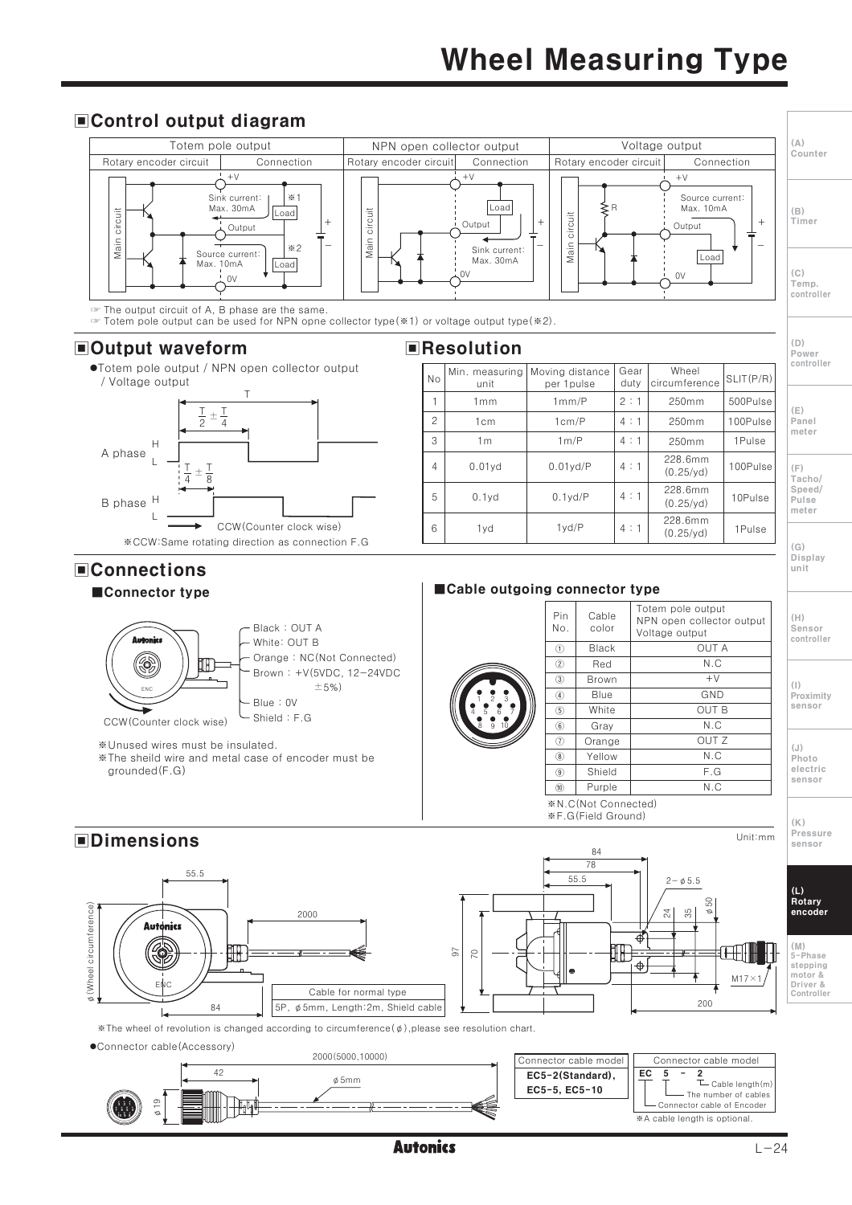# Wheel Measuring Type

## Control output diagram

| Totem pole output | | NPN open collector output | | Voltage output | |
|---|---|---|---|---|---|
| Rotary encoder circuit | Connection | Rotary encoder circuit | Connection | Rotary encoder circuit | Connection |

Main circuit
+V
Sink current: Max. 30mA
※1
Load
Output
Source current: Max. 10mA
※2
Load
0V

Main circuit
+V
Load
Output
Sink current: Max. 30mA
0V

Main circuit
R
+V
Source current: Max. 10mA
Output
Load
0V

☞ The output circuit of A, B phase are the same.
☞ Totem pole output can be used for NPN opne collector type(※1) or voltage output type(※2).

## Output waveform

● Totem pole output / NPN open collector output / Voltage output

T
$\frac{T}{2} \pm \frac{T}{4}$
A phase H L
$\frac{T}{4} \pm \frac{T}{8}$
B phase H L
CCW(Counter clock wise)

※CCW:Same rotating direction as connection F.G

## Resolution

| No | Min. measuring unit | Moving distance per 1pulse | Gear duty | Wheel circumference | SLIT(P/R) |
|---|---|---|---|---|---|
| 1 | 1mm | 1mm/P | 2：1 | 250mm | 500Pulse |
| 2 | 1cm | 1cm/P | 4：1 | 250mm | 100Pulse |
| 3 | 1m | 1m/P | 4：1 | 250mm | 1Pulse |
| 4 | 0.01yd | 0.01yd/P | 4：1 | 228.6mm (0.25/yd) | 100Pulse |
| 5 | 0.1yd | 0.1yd/P | 4：1 | 228.6mm (0.25/yd) | 10Pulse |
| 6 | 1yd | 1yd/P | 4：1 | 228.6mm (0.25/yd) | 1Pulse |

## Connections

### Connector type

- Black : OUT A
- White: OUT B
- Orange : NC(Not Connected)
- Brown : +V(5VDC, 12-24VDC ±5%)
- Blue : 0V
- Shield : F.G

CCW(Counter clock wise)

※Unused wires must be insulated.
※The sheild wire and metal case of encoder must be grounded(F.G)

### Cable outgoing connector type

| Pin No. | Cable color | Totem pole output NPN open collector output Voltage output |
|---|---|---|
| ① | Black | OUT A |
| ② | Red | N.C |
| ③ | Brown | +V |
| ④ | Blue | GND |
| ⑤ | White | OUT B |
| ⑥ | Gray | N.C |
| ⑦ | Orange | OUT Z |
| ⑧ | Yellow | N.C |
| ⑨ | Shield | F.G |
| ⑩ | Purple | N.C |

※N.C(Not Connected)
※F.G(Field Ground)

## Dimensions

Unit:mm

55.5
ϕ(Wheel circumference)
2000
84
Cable for normal type
5P, ϕ5mm, Length:2m, Shield cable

84
78
55.5
2-ϕ5.5
24
35
ϕ50
97
70
M17×1
200

※The wheel of revolution is changed according to circumference(ϕ),please see resolution chart.

● Connector cable(Accessory)

2000(5000,10000)
42
ϕ5mm
ϕ19

| Connector cable model |
|---|
| **EC5-2(Standard), EC5-5, EC5-10** |

Connector cable model
**EC 5 - 2**
- Cable length(m)
- The number of cables
- Connector cable of Encoder

※A cable length is optional.